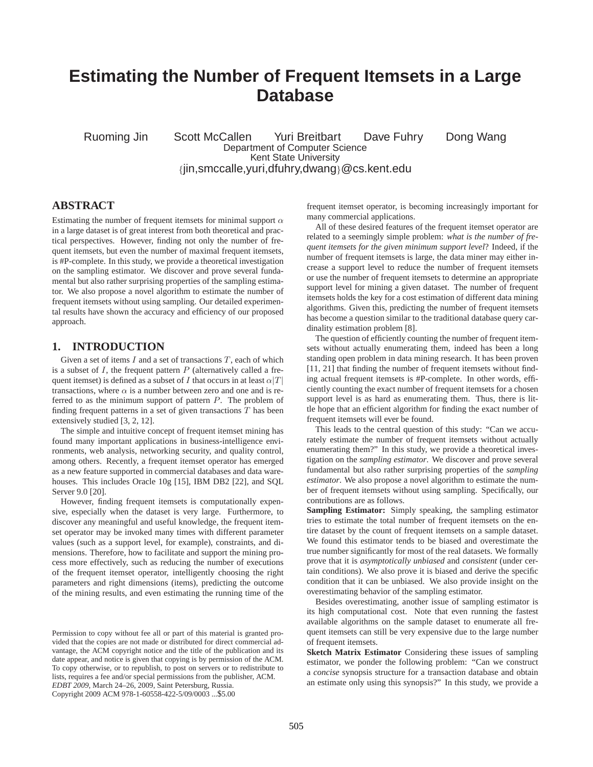# Estimating the Number of Frequent Itemsets in a Large Database

Ruoming Jin Scott McCallen Yuri Breitbart Dave Fuhry Dong Wang

Department of Computer Science
Kent State University
{jin,smccalle,yuri,dfuhry,dwang}@cs.kent.edu

## ABSTRACT

Estimating the number of frequent itemsets for minimal support $\alpha$ in a large dataset is of great interest from both theoretical and practical perspectives. However, finding not only the number of frequent itemsets, but even the number of maximal frequent itemsets, is #P-complete. In this study, we provide a theoretical investigation on the sampling estimator. We discover and prove several fundamental but also rather surprising properties of the sampling estimator. We also propose a novel algorithm to estimate the number of frequent itemsets without using sampling. Our detailed experimental results have shown the accuracy and efficiency of our proposed approach.

## 1. INTRODUCTION

Given a set of items $I$ and a set of transactions $T$, each of which is a subset of $I$, the frequent pattern $P$ (alternatively called a frequent itemset) is defined as a subset of $I$ that occurs in at least $\alpha|T|$ transactions, where $\alpha$ is a number between zero and one and is referred to as the minimum support of pattern $P$. The problem of finding frequent patterns in a set of given transactions $T$ has been extensively studied [3, 2, 12].

The simple and intuitive concept of frequent itemset mining has found many important applications in business-intelligence environments, web analysis, networking security, and quality control, among others. Recently, a frequent itemset operator has emerged as a new feature supported in commercial databases and data warehouses. This includes Oracle 10g [15], IBM DB2 [22], and SQL Server 9.0 [20].

However, finding frequent itemsets is computationally expensive, especially when the dataset is very large. Furthermore, to discover any meaningful and useful knowledge, the frequent itemset operator may be invoked many times with different parameter values (such as a support level, for example), constraints, and dimensions. Therefore, how to facilitate and support the mining process more effectively, such as reducing the number of executions of the frequent itemset operator, intelligently choosing the right parameters and right dimensions (items), predicting the outcome of the mining results, and even estimating the running time of the frequent itemset operator, is becoming increasingly important for many commercial applications.

All of these desired features of the frequent itemset operator are related to a seemingly simple problem: *what is the number of frequent itemsets for the given minimum support level*? Indeed, if the number of frequent itemsets is large, the data miner may either increase a support level to reduce the number of frequent itemsets or use the number of frequent itemsets to determine an appropriate support level for mining a given dataset. The number of frequent itemsets holds the key for a cost estimation of different data mining algorithms. Given this, predicting the number of frequent itemsets has become a question similar to the traditional database query cardinality estimation problem [8].

The question of efficiently counting the number of frequent itemsets without actually enumerating them, indeed has been a long standing open problem in data mining research. It has been proven [11, 21] that finding the number of frequent itemsets without finding actual frequent itemsets is #P-complete. In other words, efficiently counting the exact number of frequent itemsets for a chosen support level is as hard as enumerating them. Thus, there is little hope that an efficient algorithm for finding the exact number of frequent itemsets will ever be found.

This leads to the central question of this study: "Can we accurately estimate the number of frequent itemsets without actually enumerating them?" In this study, we provide a theoretical investigation on the *sampling estimator*. We discover and prove several fundamental but also rather surprising properties of the *sampling estimator*. We also propose a novel algorithm to estimate the number of frequent itemsets without using sampling. Specifically, our contributions are as follows.

**Sampling Estimator:** Simply speaking, the sampling estimator tries to estimate the total number of frequent itemsets on the entire dataset by the count of frequent itemsets on a sample dataset. We found this estimator tends to be biased and overestimate the true number significantly for most of the real datasets. We formally prove that it is *asymptotically unbiased* and *consistent* (under certain conditions). We also prove it is biased and derive the specific condition that it can be unbiased. We also provide insight on the overestimating behavior of the sampling estimator.

Besides overestimating, another issue of sampling estimator is its high computational cost. Note that even running the fastest available algorithms on the sample dataset to enumerate all frequent itemsets can still be very expensive due to the large number of frequent itemsets.

**Sketch Matrix Estimator** Considering these issues of sampling estimator, we ponder the following problem: "Can we construct a *concise* synopsis structure for a transaction database and obtain an estimate only using this synopsis?" In this study, we provide a

Permission to copy without fee all or part of this material is granted provided that the copies are not made or distributed for direct commercial advantage, the ACM copyright notice and the title of the publication and its date appear, and notice is given that copying is by permission of the ACM. To copy otherwise, or to republish, to post on servers or to redistribute to lists, requires a fee and/or special permissions from the publisher, ACM.
*EDBT 2009*, March 24–26, 2009, Saint Petersburg, Russia.
Copyright 2009 ACM 978-1-60558-422-5/09/0003 ...$5.00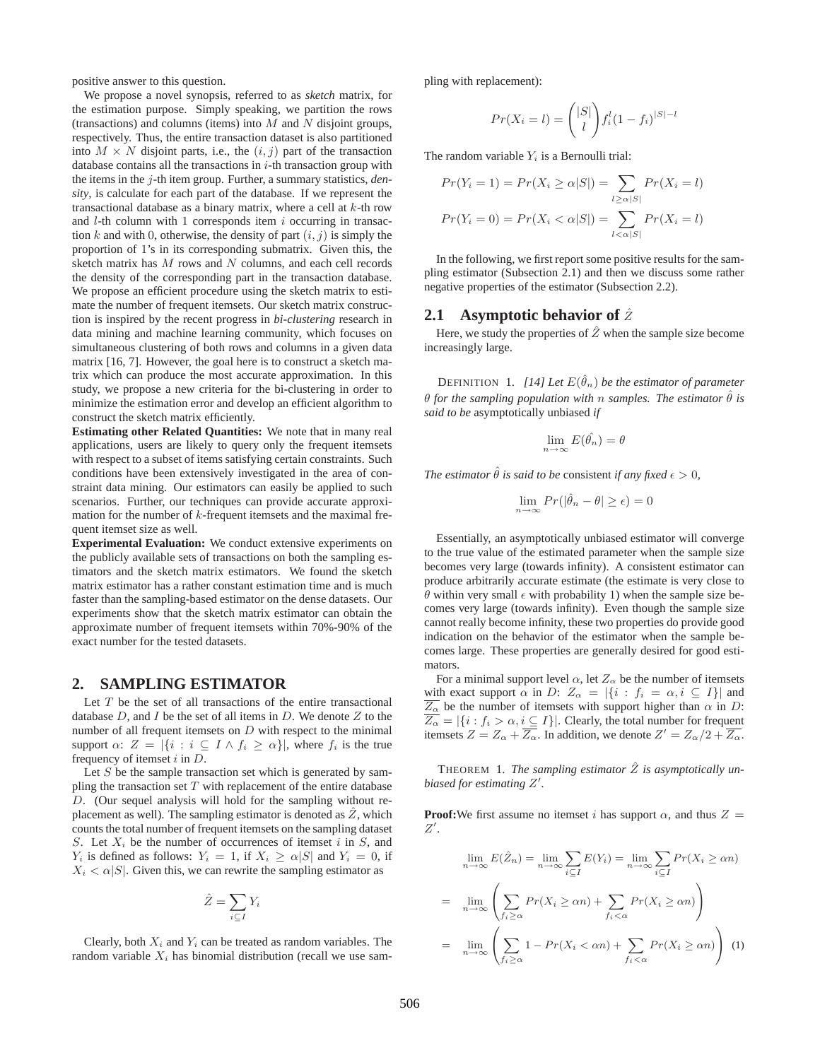positive answer to this question.

We propose a novel synopsis, referred to as *sketch* matrix, for the estimation purpose. Simply speaking, we partition the rows (transactions) and columns (items) into $M$ and $N$ disjoint groups, respectively. Thus, the entire transaction dataset is also partitioned into $M \times N$ disjoint parts, i.e., the $(i,j)$ part of the transaction database contains all the transactions in $i$-th transaction group with the items in the $j$-th item group. Further, a summary statistics, *density*, is calculate for each part of the database. If we represent the transactional database as a binary matrix, where a cell at $k$-th row and $l$-th column with 1 corresponds item $i$ occurring in transaction $k$ and with 0, otherwise, the density of part $(i,j)$ is simply the proportion of 1's in its corresponding submatrix. Given this, the sketch matrix has $M$ rows and $N$ columns, and each cell records the density of the corresponding part in the transaction database. We propose an efficient procedure using the sketch matrix to estimate the number of frequent itemsets. Our sketch matrix construction is inspired by the recent progress in *bi-clustering* research in data mining and machine learning community, which focuses on simultaneous clustering of both rows and columns in a given data matrix [16, 7]. However, the goal here is to construct a sketch matrix which can produce the most accurate approximation. In this study, we propose a new criteria for the bi-clustering in order to minimize the estimation error and develop an efficient algorithm to construct the sketch matrix efficiently.

**Estimating other Related Quantities:** We note that in many real applications, users are likely to query only the frequent itemsets with respect to a subset of items satisfying certain constraints. Such conditions have been extensively investigated in the area of constraint data mining. Our estimators can easily be applied to such scenarios. Further, our techniques can provide accurate approximation for the number of $k$-frequent itemsets and the maximal frequent itemset size as well.

**Experimental Evaluation:** We conduct extensive experiments on the publicly available sets of transactions on both the sampling estimators and the sketch matrix estimators. We found the sketch matrix estimator has a rather constant estimation time and is much faster than the sampling-based estimator on the dense datasets. Our experiments show that the sketch matrix estimator can obtain the approximate number of frequent itemsets within 70%-90% of the exact number for the tested datasets.

## 2. SAMPLING ESTIMATOR

Let $T$ be the set of all transactions of the entire transactional database $D$, and $I$ be the set of all items in $D$. We denote $Z$ to the number of all frequent itemsets on $D$ with respect to the minimal support $\alpha$: $Z = |\{i : i \subseteq I \wedge f_i \geq \alpha\}|$, where $f_i$ is the true frequency of itemset $i$ in $D$.

Let $S$ be the sample transaction set which is generated by sampling the transaction set $T$ with replacement of the entire database $D$. (Our sequel analysis will hold for the sampling without replacement as well). The sampling estimator is denoted as $\hat{Z}$, which counts the total number of frequent itemsets on the sampling dataset $S$. Let $X_i$ be the number of occurrences of itemset $i$ in $S$, and $Y_i$ is defined as follows: $Y_i = 1$, if $X_i \geq \alpha|S|$ and $Y_i = 0$, if $X_i < \alpha|S|$. Given this, we can rewrite the sampling estimator as

$$\hat{Z} = \sum_{i \subseteq I} Y_i$$

Clearly, both $X_i$ and $Y_i$ can be treated as random variables. The random variable $X_i$ has binomial distribution (recall we use sampling with replacement):

$$Pr(X_i = l) = \binom{|S|}{l} f_i^l (1 - f_i)^{|S|-l}$$

The random variable $Y_i$ is a Bernoulli trial:

$$Pr(Y_i = 1) = Pr(X_i \geq \alpha|S|) = \sum_{l \geq \alpha|S|} Pr(X_i = l)$$

$$Pr(Y_i = 0) = Pr(X_i < \alpha|S|) = \sum_{l < \alpha|S|} Pr(X_i = l)$$

In the following, we first report some positive results for the sampling estimator (Subsection 2.1) and then we discuss some rather negative properties of the estimator (Subsection 2.2).

### 2.1 Asymptotic behavior of $\hat{Z}$

Here, we study the properties of $\hat{Z}$ when the sample size become increasingly large.

DEFINITION 1. *[14] Let $E(\hat{\theta}_n)$ be the estimator of parameter $\theta$ for the sampling population with $n$ samples. The estimator $\hat{\theta}$ is said to be* asymptotically unbiased *if*

$$\lim_{n \to \infty} E(\hat{\theta}_n) = \theta$$

*The estimator $\hat{\theta}$ is said to be* consistent *if any fixed $\epsilon > 0$,*

$$\lim_{n \to \infty} Pr(|\hat{\theta}_n - \theta| \geq \epsilon) = 0$$

Essentially, an asymptotically unbiased estimator will converge to the true value of the estimated parameter when the sample size becomes very large (towards infinity). A consistent estimator can produce arbitrarily accurate estimate (the estimate is very close to $\theta$ within very small $\epsilon$ with probability 1) when the sample size becomes very large (towards infinity). Even though the sample size cannot really become infinity, these two properties do provide good indication on the behavior of the estimator when the sample becomes large. These properties are generally desired for good estimators.

For a minimal support level $\alpha$, let $Z_\alpha$ be the number of itemsets with exact support $\alpha$ in $D$: $Z_\alpha = |\{i : f_i = \alpha, i \subseteq I\}|$ and $\overline{Z_\alpha}$ be the number of itemsets with support higher than $\alpha$ in $D$: $\overline{Z_\alpha} = |\{i : f_i > \alpha, i \subseteq I\}|$. Clearly, the total number for frequent itemsets $Z = Z_\alpha + \overline{Z_\alpha}$. In addition, we denote $Z' = Z_\alpha/2 + \overline{Z_\alpha}$.

THEOREM 1. *The sampling estimator $\hat{Z}$ is asymptotically unbiased for estimating $Z'$.*

**Proof:** We first assume no itemset $i$ has support $\alpha$, and thus $Z = Z'$.

$$\lim_{n \to \infty} E(\hat{Z}_n) = \lim_{n \to \infty} \sum_{i \subseteq I} E(Y_i) = \lim_{n \to \infty} \sum_{i \subseteq I} Pr(X_i \geq \alpha n)$$

$$= \lim_{n \to \infty} \left( \sum_{f_i \geq \alpha} Pr(X_i \geq \alpha n) + \sum_{f_i < \alpha} Pr(X_i \geq \alpha n) \right)$$

$$= \lim_{n \to \infty} \left( \sum_{f_i \geq \alpha} 1 - Pr(X_i < \alpha n) + \sum_{f_i < \alpha} Pr(X_i \geq \alpha n) \right) \quad (1)$$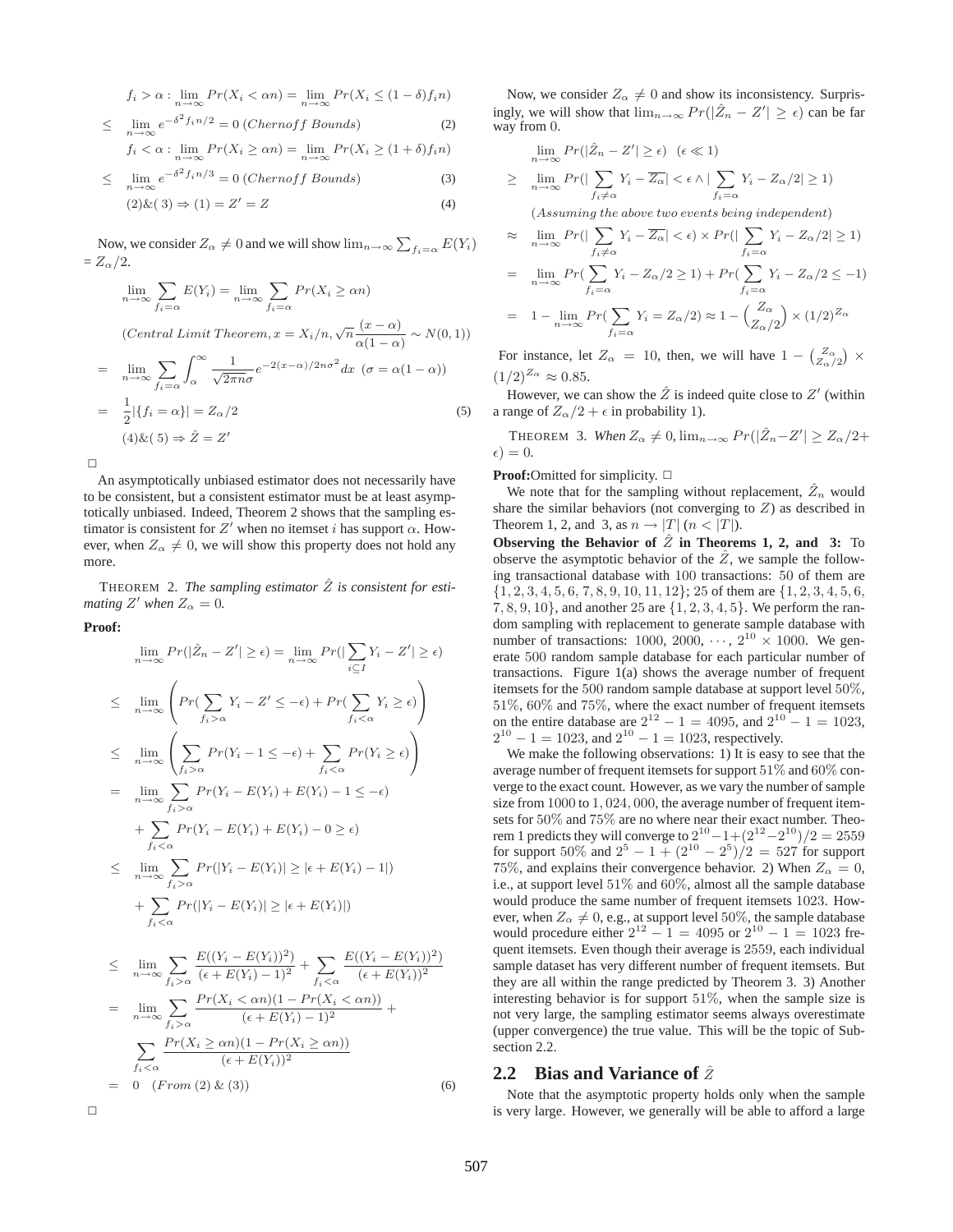$$f_i > \alpha : \lim_{n\to\infty} Pr(X_i < \alpha n) = \lim_{n\to\infty} Pr(X_i \leq (1-\delta) f_i n)$$

$$\leq \lim_{n\to\infty} e^{-\delta^2 f_i n/2} = 0 \; (Chernoff\ Bounds) \quad (2)$$

$$f_i < \alpha : \lim_{n\to\infty} Pr(X_i \geq \alpha n) = \lim_{n\to\infty} Pr(X_i \geq (1+\delta) f_i n)$$

$$\leq \lim_{n\to\infty} e^{-\delta^2 f_i n/3} = 0 \; (Chernoff\ Bounds) \quad (3)$$

$$(2)\&(3) \Rightarrow (1) = Z' = Z \quad (4)$$

Now, we consider $Z_\alpha \neq 0$ and we will show $\lim_{n\to\infty} \sum_{f_i=\alpha} E(Y_i) = Z_\alpha/2$.

$$\lim_{n\to\infty} \sum_{f_i=\alpha} E(Y_i) = \lim_{n\to\infty} \sum_{f_i=\alpha} Pr(X_i \geq \alpha n)$$

$$(Central\ Limit\ Theorem, x = X_i/n, \sqrt{n}\frac{(x-\alpha)}{\alpha(1-\alpha)} \sim N(0,1))$$

$$= \lim_{n\to\infty} \sum_{f_i=\alpha} \int_{\alpha}^{\infty} \frac{1}{\sqrt{2\pi n}\sigma} e^{-2(x-\alpha)/2n\sigma^2} dx \; (\sigma = \alpha(1-\alpha))$$

$$= \frac{1}{2}|\{f_i = \alpha\}| = Z_\alpha/2 \quad (5)$$

$$(4)\&(5) \Rightarrow \hat{Z} = Z'$$

□

An asymptotically unbiased estimator does not necessarily have to be consistent, but a consistent estimator must be at least asymptotically unbiased. Indeed, Theorem 2 shows that the sampling estimator is consistent for $Z'$ when no itemset $i$ has support $\alpha$. However, when $Z_\alpha \neq 0$, we will show this property does not hold any more.

THEOREM 2. *The sampling estimator $\hat{Z}$ is consistent for estimating $Z'$ when $Z_\alpha = 0$.*

**Proof:**

$$\lim_{n\to\infty} Pr(|\hat{Z}_n - Z'| \geq \epsilon) = \lim_{n\to\infty} Pr(|\sum_{i\subseteq I} Y_i - Z'| \geq \epsilon)$$

$$\leq \lim_{n\to\infty} \left( Pr(\sum_{f_i>\alpha} Y_i - Z' \leq -\epsilon) + Pr(\sum_{f_i<\alpha} Y_i \geq \epsilon) \right)$$

$$\leq \lim_{n\to\infty} \left( \sum_{f_i>\alpha} Pr(Y_i - 1 \leq -\epsilon) + \sum_{f_i<\alpha} Pr(Y_i \geq \epsilon) \right)$$

$$= \lim_{n\to\infty} \sum_{f_i>\alpha} Pr(Y_i - E(Y_i) + E(Y_i) - 1 \leq -\epsilon)$$
$$+ \sum_{f_i<\alpha} Pr(Y_i - E(Y_i) + E(Y_i) - 0 \geq \epsilon)$$

$$\leq \lim_{n\to\infty} \sum_{f_i>\alpha} Pr(|Y_i - E(Y_i)| \geq |\epsilon + E(Y_i) - 1|)$$
$$+ \sum_{f_i<\alpha} Pr(|Y_i - E(Y_i)| \geq |\epsilon + E(Y_i)|)$$

$$\leq \lim_{n\to\infty} \sum_{f_i>\alpha} \frac{E((Y_i - E(Y_i))^2)}{(\epsilon + E(Y_i) - 1)^2} + \sum_{f_i<\alpha} \frac{E((Y_i - E(Y_i))^2)}{(\epsilon + E(Y_i))^2}$$

$$= \lim_{n\to\infty} \sum_{f_i>\alpha} \frac{Pr(X_i < \alpha n)(1 - Pr(X_i < \alpha n))}{(\epsilon + E(Y_i) - 1)^2} +$$
$$\sum_{f_i<\alpha} \frac{Pr(X_i \geq \alpha n)(1 - Pr(X_i \geq \alpha n))}{(\epsilon + E(Y_i))^2}$$

$$= 0 \quad (From\ (2)\ \&\ (3)) \quad (6)$$

□

Now, we consider $Z_\alpha \neq 0$ and show its inconsistency. Surprisingly, we will show that $\lim_{n\to\infty} Pr(|\hat{Z}_n - Z'| \geq \epsilon)$ can be far way from 0.

$$\lim_{n\to\infty} Pr(|\hat{Z}_n - Z'| \geq \epsilon) \quad (\epsilon \ll 1)$$

$$\geq \lim_{n\to\infty} Pr(|\sum_{f_i\neq\alpha} Y_i - \overline{Z_\alpha}| < \epsilon \wedge |\sum_{f_i=\alpha} Y_i - Z_\alpha/2| \geq 1)$$

$$(Assuming\ the\ above\ two\ events\ being\ independent)$$

$$\approx \lim_{n\to\infty} Pr(|\sum_{f_i\neq\alpha} Y_i - \overline{Z_\alpha}| < \epsilon) \times Pr(|\sum_{f_i=\alpha} Y_i - Z_\alpha/2| \geq 1)$$

$$= \lim_{n\to\infty} Pr(\sum_{f_i=\alpha} Y_i - Z_\alpha/2 \geq 1) + Pr(\sum_{f_i=\alpha} Y_i - Z_\alpha/2 \leq -1)$$

$$= 1 - \lim_{n\to\infty} Pr(\sum_{f_i=\alpha} Y_i = Z_\alpha/2) \approx 1 - \binom{Z_\alpha}{Z_\alpha/2} \times (1/2)^{Z_\alpha}$$

For instance, let $Z_\alpha = 10$, then, we will have $1 - \binom{Z_\alpha}{Z_\alpha/2} \times (1/2)^{Z_\alpha} \approx 0.85$.

However, we can show the $\hat{Z}$ is indeed quite close to $Z'$ (within a range of $Z_\alpha/2 + \epsilon$ in probability 1).

THEOREM 3. *When $Z_\alpha \neq 0$, $\lim_{n\to\infty} Pr(|\hat{Z}_n - Z'| \geq Z_\alpha/2 + \epsilon) = 0$.*

**Proof:** Omitted for simplicity. □

We note that for the sampling without replacement, $\hat{Z}_n$ would share the similar behaviors (not converging to $Z$) as described in Theorem 1, 2, and 3, as $n \to |T|$ ($n < |T|$).

**Observing the Behavior of $\hat{Z}$ in Theorems 1, 2, and 3:** To observe the asymptotic behavior of the $\hat{Z}$, we sample the following transactional database with 100 transactions: 50 of them are $\{1, 2, 3, 4, 5, 6, 7, 8, 9, 10, 11, 12\}$; 25 of them are $\{1, 2, 3, 4, 5, 6, 7, 8, 9, 10\}$, and another 25 are $\{1, 2, 3, 4, 5\}$. We perform the random sampling with replacement to generate sample database with number of transactions: 1000, 2000, $\cdots$, $2^{10} \times 1000$. We generate 500 random sample database for each particular number of transactions. Figure 1(a) shows the average number of frequent itemsets for the 500 random sample database at support level 50%, 51%, 60% and 75%, where the exact number of frequent itemsets on the entire database are $2^{12} - 1 = 4095$, and $2^{10} - 1 = 1023$, $2^{10} - 1 = 1023$, and $2^{10} - 1 = 1023$, respectively.

We make the following observations: 1) It is easy to see that the average number of frequent itemsets for support 51% and 60% converge to the exact count. However, as we vary the number of sample size from 1000 to 1,024,000, the average number of frequent itemsets for 50% and 75% are no where near their exact number. Theorem 1 predicts they will converge to $2^{10} - 1 + (2^{12} - 2^{10})/2 = 2559$ for support 50% and $2^5 - 1 + (2^{10} - 2^5)/2 = 527$ for support 75%, and explains their convergence behavior. 2) When $Z_\alpha = 0$, i.e., at support level 51% and 60%, almost all the sample database would produce the same number of frequent itemsets 1023. However, when $Z_\alpha \neq 0$, e.g., at support level 50%, the sample database would procedure either $2^{12} - 1 = 4095$ or $2^{10} - 1 = 1023$ frequent itemsets. Even though their average is 2559, each individual sample dataset has very different number of frequent itemsets. But they are all within the range predicted by Theorem 3. 3) Another interesting behavior is for support 51%, when the sample size is not very large, the sampling estimator seems always overestimate (upper convergence) the true value. This will be the topic of Subsection 2.2.

## 2.2 Bias and Variance of $\hat{Z}$

Note that the asymptotic property holds only when the sample is very large. However, we generally will be able to afford a large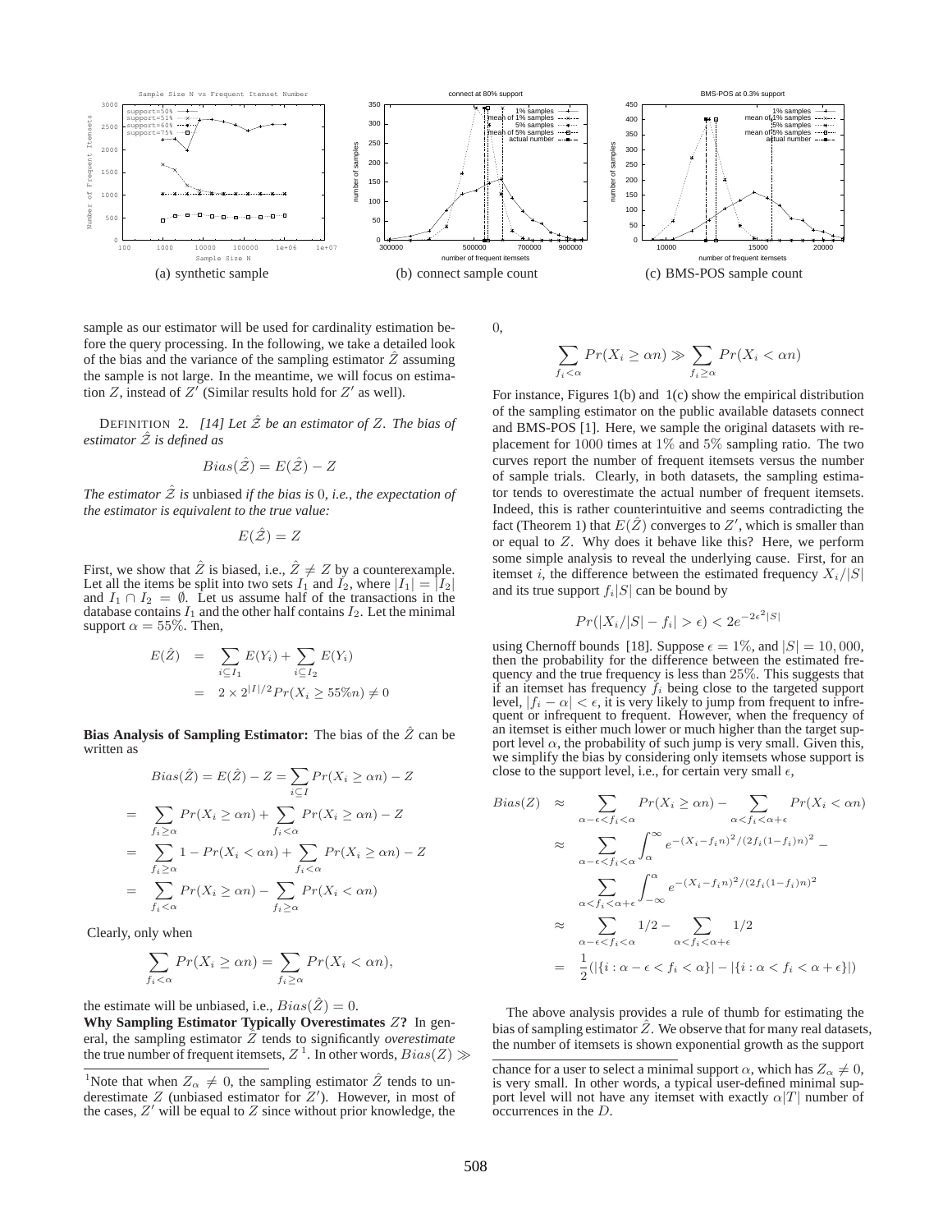(a) synthetic sample (b) connect sample count (c) BMS-POS sample count

sample as our estimator will be used for cardinality estimation before the query processing. In the following, we take a detailed look of the bias and the variance of the sampling estimator $\hat{Z}$ assuming the sample is not large. In the meantime, we will focus on estimation $Z$, instead of $Z'$ (Similar results hold for $Z'$ as well).

DEFINITION 2. *[14] Let $\hat{\mathcal{Z}}$ be an estimator of $Z$. The bias of estimator $\hat{\mathcal{Z}}$ is defined as*

$$Bias(\hat{\mathcal{Z}}) = E(\hat{\mathcal{Z}}) - Z$$

*The estimator $\hat{\mathcal{Z}}$ is* unbiased *if the bias is 0, i.e., the expectation of the estimator is equivalent to the true value:*

$$E(\hat{\mathcal{Z}}) = Z$$

First, we show that $\hat{Z}$ is biased, i.e., $\hat{Z} \neq Z$ by a counterexample. Let all the items be split into two sets $I_1$ and $I_2$, where $|I_1| = |I_2|$ and $I_1 \cap I_2 = \emptyset$. Let us assume half of the transactions in the database contains $I_1$ and the other half contains $I_2$. Let the minimal support $\alpha = 55\%$. Then,

$$\begin{aligned} E(\hat{Z}) &= \sum_{i \subseteq I_1} E(Y_i) + \sum_{i \subseteq I_2} E(Y_i) \\ &= 2 \times 2^{|I|/2} Pr(X_i \geq 55\% n) \neq 0 \end{aligned}$$

**Bias Analysis of Sampling Estimator:** The bias of the $\hat{Z}$ can be written as

$$\begin{aligned} Bias(\hat{Z}) &= E(\hat{Z}) - Z = \sum_{i \subseteq I} Pr(X_i \geq \alpha n) - Z \\ &= \sum_{f_i \geq \alpha} Pr(X_i \geq \alpha n) + \sum_{f_i < \alpha} Pr(X_i \geq \alpha n) - Z \\ &= \sum_{f_i \geq \alpha} 1 - Pr(X_i < \alpha n) + \sum_{f_i < \alpha} Pr(X_i \geq \alpha n) - Z \\ &= \sum_{f_i < \alpha} Pr(X_i \geq \alpha n) - \sum_{f_i \geq \alpha} Pr(X_i < \alpha n) \end{aligned}$$

Clearly, only when

$$\sum_{f_i < \alpha} Pr(X_i \geq \alpha n) = \sum_{f_i \geq \alpha} Pr(X_i < \alpha n),$$

the estimate will be unbiased, i.e., $Bias(\hat{Z}) = 0$.

**Why Sampling Estimator Typically Overestimates $Z$?** In general, the sampling estimator $\hat{Z}$ tends to significantly *overestimate* the true number of frequent itemsets, $Z$ [1]. In other words, $Bias(Z) \gg 0$,

$$\sum_{f_i < \alpha} Pr(X_i \geq \alpha n) \gg \sum_{f_i \geq \alpha} Pr(X_i < \alpha n)$$

For instance, Figures 1(b) and 1(c) show the empirical distribution of the sampling estimator on the public available datasets connect and BMS-POS [1]. Here, we sample the original datasets with replacement for 1000 times at 1% and 5% sampling ratio. The two curves report the number of frequent itemsets versus the number of sample trials. Clearly, in both datasets, the sampling estimator tends to overestimate the actual number of frequent itemsets. Indeed, this is rather counterintuitive and seems contradicting the fact (Theorem 1) that $E(\hat{Z})$ converges to $Z'$, which is smaller than or equal to $Z$. Why does it behave like this? Here, we perform some simple analysis to reveal the underlying cause. First, for an itemset $i$, the difference between the estimated frequency $X_i/|S|$ and its true support $f_i|S|$ can be bound by

$$Pr(|X_i/|S| - f_i| > \epsilon) < 2e^{-2\epsilon^2|S|}$$

using Chernoff bounds [18]. Suppose $\epsilon = 1\%$, and $|S| = 10,000$, then the probability for the difference between the estimated frequency and the true frequency is less than 25%. This suggests that if an itemset has frequency $f_i$ being close to the targeted support level, $|f_i - \alpha| < \epsilon$, it is very likely to jump from frequent to infrequent or infrequent to frequent. However, when the frequency of an itemset is either much lower or much higher than the target support level $\alpha$, the probability of such jump is very small. Given this, we simplify the bias by considering only itemsets whose support is close to the support level, i.e., for certain very small $\epsilon$,

$$\begin{aligned} Bias(Z) &\approx \sum_{\alpha - \epsilon < f_i < \alpha} Pr(X_i \geq \alpha n) - \sum_{\alpha < f_i < \alpha + \epsilon} Pr(X_i < \alpha n) \\ &\approx \sum_{\alpha - \epsilon < f_i < \alpha} \int_{\alpha}^{\infty} e^{-(X_i - f_i n)^2/(2f_i(1-f_i)n)^2} - \\ &\quad \sum_{\alpha < f_i < \alpha + \epsilon} \int_{-\infty}^{\alpha} e^{-(X_i - f_i n)^2/(2f_i(1-f_i)n)^2} \\ &\approx \sum_{\alpha - \epsilon < f_i < \alpha} 1/2 - \sum_{\alpha < f_i < \alpha + \epsilon} 1/2 \\ &= \frac{1}{2}(|\{i : \alpha - \epsilon < f_i < \alpha\}| - |\{i : \alpha < f_i < \alpha + \epsilon\}|) \end{aligned}$$

The above analysis provides a rule of thumb for estimating the bias of sampling estimator $\hat{Z}$. We observe that for many real datasets, the number of itemsets is shown exponential growth as the support

[1] Note that when $Z_\alpha \neq 0$, the sampling estimator $\hat{Z}$ tends to underestimate $Z$ (unbiased estimator for $Z'$). However, in most of the cases, $Z'$ will be equal to $Z$ since without prior knowledge, the chance for a user to select a minimal support $\alpha$, which has $Z_\alpha \neq 0$, is very small. In other words, a typical user-defined minimal support level will not have any itemset with exactly $\alpha|T|$ number of occurrences in the $D$.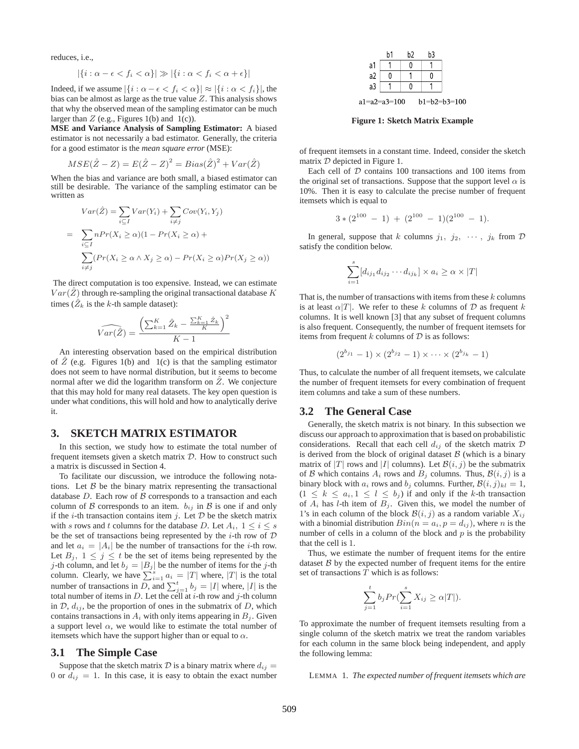reduces, i.e.,

$$|\{i : \alpha - \epsilon < f_i < \alpha\}| \gg |\{i : \alpha < f_i < \alpha + \epsilon\}|$$

Indeed, if we assume $|\{i : \alpha - \epsilon < f_i < \alpha\}| \approx |\{i : \alpha < f_i\}|$, the bias can be almost as large as the true value $Z$. This analysis shows that why the observed mean of the sampling estimator can be much larger than $Z$ (e.g., Figures 1(b) and 1(c)).

**MSE and Variance Analysis of Sampling Estimator:** A biased estimator is not necessarily a bad estimator. Generally, the criteria for a good estimator is the *mean square error* (MSE):

$$MSE(\hat{Z} - Z) = E(\hat{Z} - Z)^2 = Bias(\hat{Z})^2 + Var(\hat{Z})$$

When the bias and variance are both small, a biased estimator can still be desirable. The variance of the sampling estimator can be written as

$$\begin{aligned} & Var(\hat{Z}) = \sum_{i \subseteq I} Var(Y_i) + \sum_{i \neq j} Cov(Y_i, Y_j) \\ = & \sum_{i \subseteq I} nPr(X_i \geq \alpha)(1 - Pr(X_i \geq \alpha) + \\ & \sum_{i \neq j} (Pr(X_i \geq \alpha \wedge X_j \geq \alpha) - Pr(X_i \geq \alpha)Pr(X_j \geq \alpha)) \end{aligned}$$

The direct computation is too expensive. Instead, we can estimate $Var(\hat{Z})$ through re-sampling the original transactional database $K$ times ($\hat{Z}_k$ is the $k$-th sample dataset):

$$\widehat{Var(\hat{Z})} = \frac{\left(\sum_{k=1}^{K} \hat{Z}_k - \frac{\sum_{k=1}^{K} \hat{Z}_k}{K}\right)^2}{K - 1}$$

An interesting observation based on the empirical distribution of $\hat{Z}$ (e.g. Figures 1(b) and 1(c) is that the sampling estimator does not seem to have normal distribution, but it seems to become normal after we did the logarithm transform on $\hat{Z}$. We conjecture that this may hold for many real datasets. The key open question is under what conditions, this will hold and how to analytically derive it.

## 3. SKETCH MATRIX ESTIMATOR

In this section, we study how to estimate the total number of frequent itemsets given a sketch matrix $\mathcal{D}$. How to construct such a matrix is discussed in Section 4.

To facilitate our discussion, we introduce the following notations. Let $\mathcal{B}$ be the binary matrix representing the transactional database $D$. Each row of $\mathcal{B}$ corresponds to a transaction and each column of $\mathcal{B}$ corresponds to an item. $b_{ij}$ in $\mathcal{B}$ is one if and only if the $i$-th transaction contains item $j$. Let $\mathcal{D}$ be the sketch matrix with $s$ rows and $t$ columns for the database $D$. Let $A_i$, $1 \leq i \leq s$ be the set of transactions being represented by the $i$-th row of $\mathcal{D}$ and let $a_i = |A_i|$ be the number of transactions for the $i$-th row. Let $B_j$, $1 \leq j \leq t$ be the set of items being represented by the $j$-th column, and let $b_j = |B_j|$ be the number of items for the $j$-th column. Clearly, we have $\sum_{i=1}^{s} a_i = |T|$ where, $|T|$ is the total number of transactions in $D$, and $\sum_{j=1}^{t} b_j = |I|$ where, $|I|$ is the total number of items in $D$. Let the cell at $i$-th row and $j$-th column in $\mathcal{D}$, $d_{ij}$, be the proportion of ones in the submatrix of $D$, which contains transactions in $A_i$ with only items appearing in $B_j$. Given a support level $\alpha$, we would like to estimate the total number of itemsets which have the support higher than or equal to $\alpha$.

### 3.1 The Simple Case

Suppose that the sketch matrix $\mathcal{D}$ is a binary matrix where $d_{ij} = 0$ or $d_{ij} = 1$. In this case, it is easy to obtain the exact number of frequent itemsets in a constant time. Indeed, consider the sketch matrix $\mathcal{D}$ depicted in Figure 1.

| | b1 | b2 | b3 |
|---|---|---|---|
| a1 | 1 | 0 | 1 |
| a2 | 0 | 1 | 0 |
| a3 | 1 | 0 | 1 |

a1=a2=a3=100 b1=b2=b3=100

**Figure 1: Sketch Matrix Example**

Each cell of $\mathcal{D}$ contains 100 transactions and 100 items from the original set of transactions. Suppose that the support level $\alpha$ is 10%. Then it is easy to calculate the precise number of frequent itemsets which is equal to

$$3 * (2^{100} - 1) + (2^{100} - 1)(2^{100} - 1).$$

In general, suppose that $k$ columns $j_1, j_2, \cdots, j_k$ from $\mathcal{D}$ satisfy the condition below.

$$\sum_{i=1}^{s} [d_{ij_1} d_{ij_2} \cdots d_{ij_k}] \times a_i \geq \alpha \times |T|$$

That is, the number of transactions with items from these $k$ columns is at least $\alpha|T|$. We refer to these $k$ columns of $\mathcal{D}$ as frequent $k$ columns. It is well known [3] that any subset of frequent columns is also frequent. Consequently, the number of frequent itemsets for items from frequent $k$ columns of $\mathcal{D}$ is as follows:

$$(2^{b_{j_1}} - 1) \times (2^{b_{j_2}} - 1) \times \cdots \times (2^{b_{j_k}} - 1)$$

Thus, to calculate the number of all frequent itemsets, we calculate the number of frequent itemsets for every combination of frequent item columns and take a sum of these numbers.

### 3.2 The General Case

Generally, the sketch matrix is not binary. In this subsection we discuss our approach to approximation that is based on probabilistic considerations. Recall that each cell $d_{ij}$ of the sketch matrix $\mathcal{D}$ is derived from the block of original dataset $\mathcal{B}$ (which is a binary matrix of $|T|$ rows and $|I|$ columns). Let $\mathcal{B}(i, j)$ be the submatrix of $\mathcal{B}$ which contains $A_i$ rows and $B_j$ columns. Thus, $\mathcal{B}(i, j)$ is a binary block with $a_i$ rows and $b_j$ columns. Further, $\mathcal{B}(i, j)_{kl} = 1$, $(1 \leq k \leq a_i, 1 \leq l \leq b_j)$ if and only if the $k$-th transaction of $A_i$ has $l$-th item of $B_j$. Given this, we model the number of 1's in each column of the block $\mathcal{B}(i, j)$ as a random variable $X_{ij}$ with a binomial distribution $Bin(n = a_i, p = d_{ij})$, where $n$ is the number of cells in a column of the block and $p$ is the probability that the cell is 1.

Thus, we estimate the number of frequent items for the entire dataset $\mathcal{B}$ by the expected number of frequent items for the entire set of transactions $T$ which is as follows:

$$\sum_{j=1}^{t} b_j Pr(\sum_{i=1}^{s} X_{ij} \geq \alpha|T|).$$

To approximate the number of frequent itemsets resulting from a single column of the sketch matrix we treat the random variables for each column in the same block being independent, and apply the following lemma:

LEMMA 1. *The expected number of frequent itemsets which are*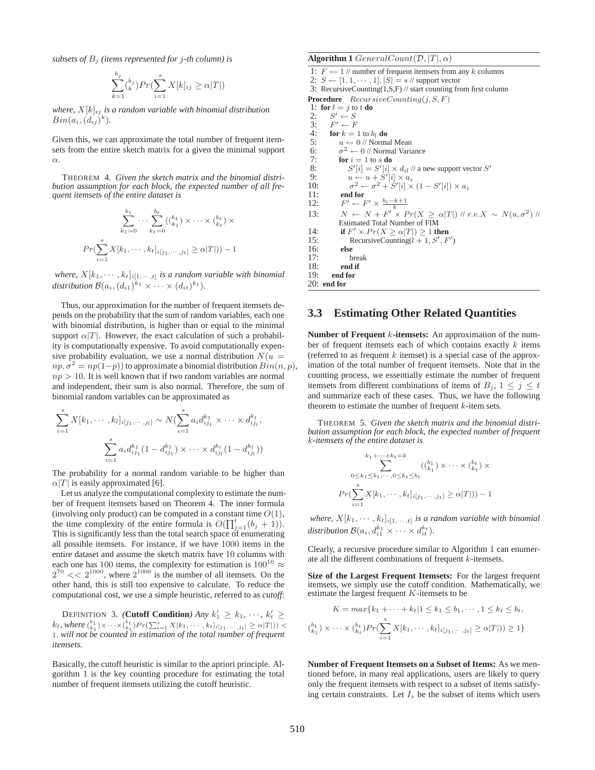*subsets of $B_j$ (items represented for $j$-th column) is*

$$\sum_{k=1}^{b_j} \binom{b_j}{k} Pr(\sum_{i=1}^{s} X[k]_{ij} \geq \alpha|T|)$$

*where, $X[k]_{ij}$ is a random variable with binomial distribution $Bin(a_i, (d_{ij})^k)$.*

Given this, we can approximate the total number of frequent itemsets from the entire sketch matrix for a given the minimal support $\alpha$.

THEOREM 4. *Given the sketch matrix and the binomial distribution assumption for each block, the expected number of all frequent itemsets of the entire dataset is*

$$\sum_{k_1=0}^{b_1} \cdots \sum_{k_t=0}^{b_t} (\binom{b_1}{k_1} \times \cdots \times \binom{b_t}{k_t} \times$$
$$Pr(\sum_{i=1}^{s} X[k_1, \cdots, k_t]_{i[j_1, \cdots, j_t]} \geq \alpha|T|)) - 1$$

*where, $X[k_1, \cdots, k_t]_{i[1, \cdots, t]}$ is a random variable with binomial distribution $\mathcal{B}(a_i, (d_{i1})^{k_1} \times \cdots \times (d_{it})^{k_t})$.*

Thus, our approximation for the number of frequent itemsets depends on the probability that the sum of random variables, each one with binomial distribution, is higher than or equal to the minimal support $\alpha|T|$. However, the exact calculation of such a probability is computationally expensive. To avoid computationally expensive probability evaluation, we use a normal distribution $N(u = np, \sigma^2 = np(1-p))$ to approximate a binomial distribution $Bin(n, p)$, $np > 10$. It is well known that if two random variables are normal and independent, their sum is also normal. Therefore, the sum of binomial random variables can be approximated as

$$\sum_{i=1}^{s} X[k_1, \cdots, k_l]_{i[j_1, \cdots, j_l]} \sim N(\sum_{i=1}^{s} a_i d_{ij_1}^{k_1} \times \cdots \times d_{ij_l}^{k_l},$$
$$\sum_{i=1}^{s} a_i d_{ij_1}^{k_1}(1 - d_{ij_1}^{k_1}) \times \cdots \times d_{ij_l}^{k_l}(1 - d_{ij_l}^{k_l}))$$

The probability for a normal random variable to be higher than $\alpha|T|$ is easily approximated [6].

Let us analyze the computational complexity to estimate the number of frequent itemsets based on Theorem 4. The inner formula (involving only product) can be computed in a constant time $O(1)$, the time complexity of the entire formula is $O(\prod_{j=1}^{t}(b_j + 1))$. This is significantly less than the total search space of enumerating all possible itemsets. For instance, if we have 1000 items in the entire dataset and assume the sketch matrix have 10 columns with each one has 100 items, the complexity for estimation is $100^{10} \approx 2^{70} << 2^{1000}$, where $2^{1000}$ is the number of all itemsets. On the other hand, this is still too expensive to calculate. To reduce the computational cost, we use a simple heuristic, referred to as *cutoff*:

DEFINITION 3. *(**Cutoff Condition**) Any $k'_1 \geq k_1, \cdots, k'_t \geq k_t$, where $\binom{b_1}{k_1} \times \cdots \times \binom{b_t}{k_t} Pr(\sum_{i=1}^{s} X[k_1, \cdots, k_t]_{i[j_1, \cdots, j_t]} \geq \alpha|T|)) < 1$, will not be counted in estimation of the total number of frequent itemsets.*

Basically, the cutoff heuristic is similar to the apriori principle. Algorithm 1 is the key counting procedure for estimating the total number of frequent itemsets utilizing the cutoff heuristic.

**Algorithm 1** $GeneralCount(\mathcal{D}, |T|, \alpha)$

```
1: F ← 1 // number of frequent itemsets from any k columns
2: S ← [1, 1, ··· , 1], |S| = s // support vector
3: RecursiveCounting(1,S,F) // start counting from first column
Procedure RecursiveCounting(j, S, F)
1: for l = j to t do
2:   S' ← S
3:   F' ← F
4:   for k = 1 to b_l do
5:     u ← 0 // Normal Mean
6:     σ² ← 0 // Normal Variance
7:     for i = 1 to s do
8:       S'[i] = S'[i] × d_il // a new support vector S'
9:       u ← u + S'[i] × a_i
10:      σ² ← σ² + S'[i] × (1 − S'[i]) × a_i
11:    end for
12:    F' ← F' × (b_l − k + 1)/k
13:    N ← N + F' × Pr(X ≥ α|T|) // r.v.X ∼ N(u, σ²) //
       Estimated Total Number of FIM
14:    if F' × Pr(X ≥ α|T|) ≥ 1 then
15:      RecursiveCounting(l + 1, S', F')
16:    else
17:      break
18:    end if
19:  end for
20: end for
```

### 3.3 Estimating Other Related Quantities

**Number of Frequent $k$-itemsets:** An approximation of the number of frequent itemsets each of which contains exactly $k$ items (referred to as frequent $k$ itemset) is a special case of the approximation of the total number of frequent itemsets. Note that in the counting process, we essentially estimate the number of frequent itemsets from different combinations of items of $B_j$, $1 \leq j \leq t$ and summarize each of these cases. Thus, we have the following theorem to estimate the number of frequent $k$-item sets.

THEOREM 5. *Given the sketch matrix and the binomial distribution assumption for each block, the expected number of frequent $k$-itemsets of the entire dataset is*

$$\sum_{0 \leq k_1 \leq b_1, \cdots, 0 \leq k_t \leq b_t}^{k_1 + \cdots + k_t = k} (\binom{b_1}{k_1} \times \cdots \times \binom{b_t}{k_t} \times$$
$$Pr(\sum_{i=1}^{s} X[k_1, \cdots, k_t]_{i[j_1, \cdots, j_t]} \geq \alpha|T|)) - 1$$

*where, $X[k_1, \cdots, k_t]_{i[1, \cdots, t]}$ is a random variable with binomial distribution $\mathcal{B}(a_i, d_{i1}^{k_1} \times \cdots \times d_{it}^{k_t})$.*

Clearly, a recursive procedure similar to Algorithm 1 can enumerate all the different combinations of frequent $k$-itemsets.

**Size of the Largest Frequent Itemsets:** For the largest frequent itemsets, we simply use the cutoff condition. Mathematically, we estimate the largest frequent $K$-itemsets to be

$$K = max\{k_1 + \cdots + k_t | 1 \leq k_1 \leq b_1, \cdots, 1 \leq k_t \leq b_t,$$
$$\binom{b_1}{k_1} \times \cdots \times \binom{b_t}{k_t} Pr(\sum_{i=1}^{s} X[k_1, \cdots, k_t]_{i[j_1, \cdots, j_t]} \geq \alpha|T|)) \geq 1\}$$

**Number of Frequent Itemsets on a Subset of Items:** As we mentioned before, in many real applications, users are likely to query only the frequent itemsets with respect to a subset of items satisfying certain constraints. Let $I_s$ be the subset of items which users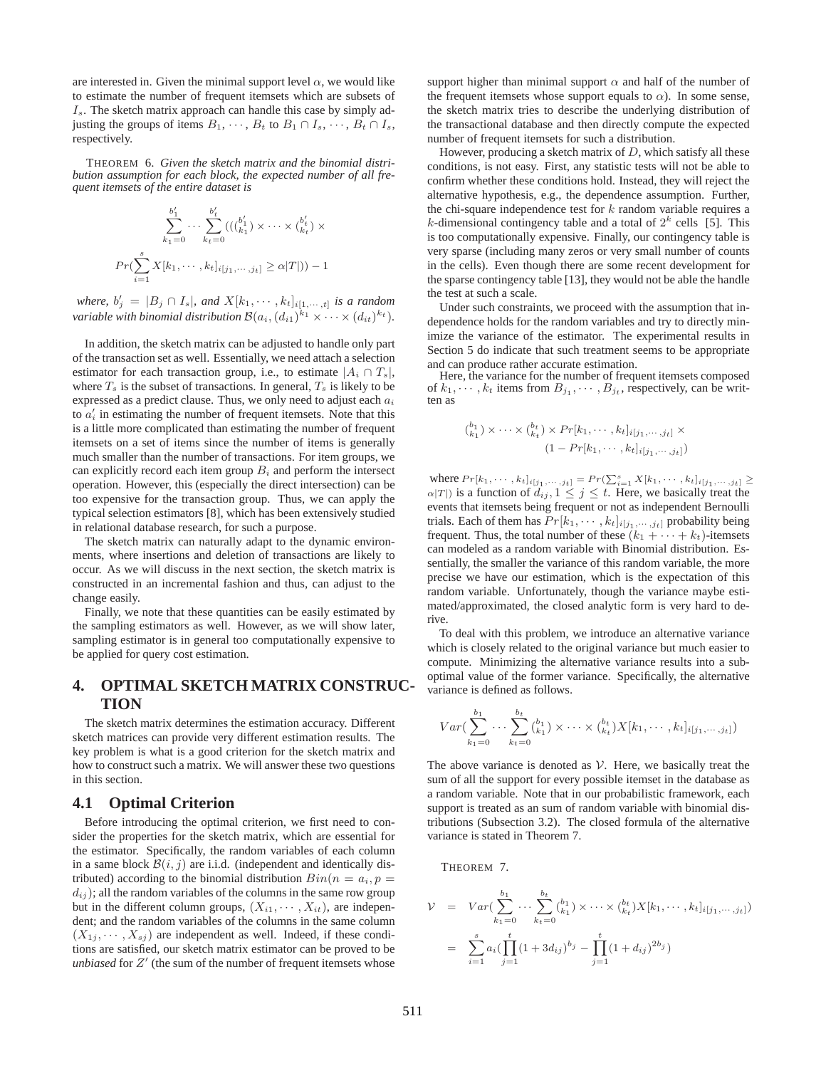are interested in. Given the minimal support level $\alpha$, we would like to estimate the number of frequent itemsets which are subsets of $I_s$. The sketch matrix approach can handle this case by simply adjusting the groups of items $B_1, \cdots, B_t$ to $B_1 \cap I_s, \cdots, B_t \cap I_s$, respectively.

THEOREM 6. *Given the sketch matrix and the binomial distribution assumption for each block, the expected number of all frequent itemsets of the entire dataset is*

$$\sum_{k_1=0}^{b'_1} \cdots \sum_{k_t=0}^{b'_t} (( \binom{b'_1}{k_1} \times \cdots \times \binom{b'_t}{k_t} \times$$

$$Pr(\sum_{i=1}^{s} X[k_1, \cdots, k_t]_{i[j_1, \cdots, j_t]} \geq \alpha|T|)) - 1$$

*where, $b'_j = |B_j \cap I_s|$, and $X[k_1, \cdots, k_t]_{i[1, \cdots, t]}$ is a random variable with binomial distribution $\mathcal{B}(a_i, (d_{i1})^{k_1} \times \cdots \times (d_{it})^{k_t})$.*

In addition, the sketch matrix can be adjusted to handle only part of the transaction set as well. Essentially, we need attach a selection estimator for each transaction group, i.e., to estimate $|A_i \cap T_s|$, where $T_s$ is the subset of transactions. In general, $T_s$ is likely to be expressed as a predict clause. Thus, we only need to adjust each $a_i$ to $a'_i$ in estimating the number of frequent itemsets. Note that this is a little more complicated than estimating the number of frequent itemsets on a set of items since the number of items is generally much smaller than the number of transactions. For item groups, we can explicitly record each item group $B_i$ and perform the intersect operation. However, this (especially the direct intersection) can be too expensive for the transaction group. Thus, we can apply the typical selection estimators [8], which has been extensively studied in relational database research, for such a purpose.

The sketch matrix can naturally adapt to the dynamic environments, where insertions and deletion of transactions are likely to occur. As we will discuss in the next section, the sketch matrix is constructed in an incremental fashion and thus, can adjust to the change easily.

Finally, we note that these quantities can be easily estimated by the sampling estimators as well. However, as we will show later, sampling estimator is in general too computationally expensive to be applied for query cost estimation.

# 4. OPTIMAL SKETCH MATRIX CONSTRUCTION

The sketch matrix determines the estimation accuracy. Different sketch matrices can provide very different estimation results. The key problem is what is a good criterion for the sketch matrix and how to construct such a matrix. We will answer these two questions in this section.

## 4.1 Optimal Criterion

Before introducing the optimal criterion, we first need to consider the properties for the sketch matrix, which are essential for the estimator. Specifically, the random variables of each column in a same block $\mathcal{B}(i,j)$ are i.i.d. (independent and identically distributed) according to the binomial distribution $Bin(n = a_i, p = d_{ij})$; all the random variables of the columns in the same row group but in the different column groups, $(X_{i1}, \cdots, X_{it})$, are independent; and the random variables of the columns in the same column $(X_{1j}, \cdots, X_{sj})$ are independent as well. Indeed, if these conditions are satisfied, our sketch matrix estimator can be proved to be *unbiased* for $Z'$ (the sum of the number of frequent itemsets whose support higher than minimal support $\alpha$ and half of the number of the frequent itemsets whose support equals to $\alpha$). In some sense, the sketch matrix tries to describe the underlying distribution of the transactional database and then directly compute the expected number of frequent itemsets for such a distribution.

However, producing a sketch matrix of $D$, which satisfy all these conditions, is not easy. First, any statistic tests will not be able to confirm whether these conditions hold. Instead, they will reject the alternative hypothesis, e.g., the dependence assumption. Further, the chi-square independence test for $k$ random variable requires a $k$-dimensional contingency table and a total of $2^k$ cells [5]. This is too computationally expensive. Finally, our contingency table is very sparse (including many zeros or very small number of counts in the cells). Even though there are some recent development for the sparse contingency table [13], they would not be able the handle the test at such a scale.

Under such constraints, we proceed with the assumption that independence holds for the random variables and try to directly minimize the variance of the estimator. The experimental results in Section 5 do indicate that such treatment seems to be appropriate and can produce rather accurate estimation.

Here, the variance for the number of frequent itemsets composed of $k_1, \cdots, k_t$ items from $B_{j_1}, \cdots, B_{j_t}$, respectively, can be written as

$$\binom{b_1}{k_1} \times \cdots \times \binom{b_t}{k_t} \times Pr[k_1, \cdots, k_t]_{i[j_1, \cdots, j_t]} \times (1 - Pr[k_1, \cdots, k_t]_{i[j_1, \cdots, j_t]})$$

where $Pr[k_1, \cdots, k_t]_{i[j_1, \cdots, j_t]} = Pr(\sum_{i=1}^{s} X[k_1, \cdots, k_t]_{i[j_1, \cdots, j_t]} \geq \alpha|T|)$ is a function of $d_{ij}, 1 \leq j \leq t$. Here, we basically treat the events that itemsets being frequent or not as independent Bernoulli trials. Each of them has $Pr[k_1, \cdots, k_t]_{i[j_1, \cdots, j_t]}$ probability being frequent. Thus, the total number of these $(k_1 + \cdots + k_t)$-itemsets can modeled as a random variable with Binomial distribution. Essentially, the smaller the variance of this random variable, the more precise we have our estimation, which is the expectation of this random variable. Unfortunately, though the variance maybe estimated/approximated, the closed analytic form is very hard to derive.

To deal with this problem, we introduce an alternative variance which is closely related to the original variance but much easier to compute. Minimizing the alternative variance results into a sub-optimal value of the former variance. Specifically, the alternative variance is defined as follows.

$$Var(\sum_{k_1=0}^{b_1} \cdots \sum_{k_t=0}^{b_t} \binom{b_1}{k_1} \times \cdots \times \binom{b_t}{k_t} X[k_1, \cdots, k_t]_{i[j_1, \cdots, j_t]})$$

The above variance is denoted as $\mathcal{V}$. Here, we basically treat the sum of all the support for every possible itemset in the database as a random variable. Note that in our probabilistic framework, each support is treated as an sum of random variable with binomial distributions (Subsection 3.2). The closed formula of the alternative variance is stated in Theorem 7.

THEOREM 7.

$$\begin{aligned}
\mathcal{V} &= Var(\sum_{k_1=0}^{b_1} \cdots \sum_{k_t=0}^{b_t} \binom{b_1}{k_1} \times \cdots \times \binom{b_t}{k_t} X[k_1, \cdots, k_t]_{i[j_1, \cdots, j_t]}) \\
&= \sum_{i=1}^{s} a_i (\prod_{j=1}^{t} (1 + 3d_{ij})^{b_j} - \prod_{j=1}^{t} (1 + d_{ij})^{2b_j})
\end{aligned}$$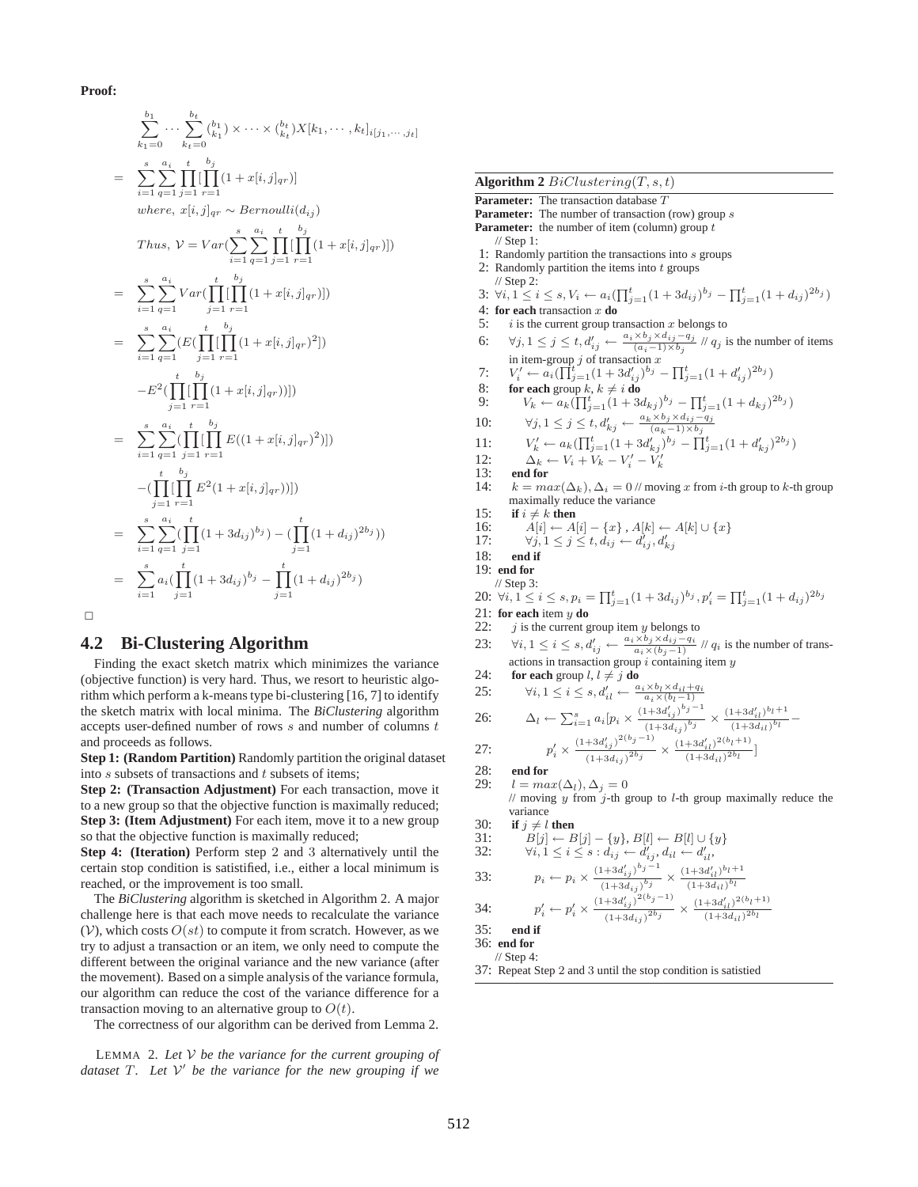**Proof:**

$$
\sum_{k_1=0}^{b_1} \cdots \sum_{k_t=0}^{b_t} \binom{b_1}{k_1} \times \cdots \times \binom{b_t}{k_t} X[k_1, \cdots, k_t]_{i[j_1, \cdots, j_t]}
$$

$$
= \sum_{i=1}^{s} \sum_{q=1}^{a_i} \prod_{j=1}^{t} [\prod_{r=1}^{b_j} (1 + x[i, j]_{qr})]
$$

$$
where,\ x[i, j]_{qr} \sim Bernoulli(d_{ij})
$$

$$
Thus,\ \mathcal{V} = Var(\sum_{i=1}^{s} \sum_{q=1}^{a_i} \prod_{j=1}^{t} [\prod_{r=1}^{b_j} (1 + x[i, j]_{qr})])
$$

$$
= \sum_{i=1}^{s} \sum_{q=1}^{a_i} Var(\prod_{j=1}^{t} [\prod_{r=1}^{b_j} (1 + x[i, j]_{qr})])
$$

$$
= \sum_{i=1}^{s} \sum_{q=1}^{a_i} (E(\prod_{j=1}^{t} [\prod_{r=1}^{b_j} (1 + x[i, j]_{qr})^2])
$$

$$
-E^2(\prod_{j=1}^{t} [\prod_{r=1}^{b_j} (1 + x[i, j]_{qr})]))
$$

$$
= \sum_{i=1}^{s} \sum_{q=1}^{a_i} (\prod_{j=1}^{t} [\prod_{r=1}^{b_j} E((1 + x[i, j]_{qr})^2)])
$$

$$
-(\prod_{j=1}^{t} [\prod_{r=1}^{b_j} E^2(1 + x[i, j]_{qr})]))
$$

$$
= \sum_{i=1}^{s} \sum_{q=1}^{a_i} (\prod_{j=1}^{t} (1 + 3d_{ij})^{b_j}) - (\prod_{j=1}^{t} (1 + d_{ij})^{2b_j}))
$$

$$
= \sum_{i=1}^{s} a_i (\prod_{j=1}^{t} (1 + 3d_{ij})^{b_j} - \prod_{j=1}^{t} (1 + d_{ij})^{2b_j})
$$

□

## 4.2 Bi-Clustering Algorithm

Finding the exact sketch matrix which minimizes the variance (objective function) is very hard. Thus, we resort to heuristic algorithm which perform a k-means type bi-clustering [16, 7] to identify the sketch matrix with local minima. The *BiClustering* algorithm accepts user-defined number of rows $s$ and number of columns $t$ and proceeds as follows.

**Step 1: (Random Partition)** Randomly partition the original dataset into $s$ subsets of transactions and $t$ subsets of items;

**Step 2: (Transaction Adjustment)** For each transaction, move it to a new group so that the objective function is maximally reduced;

**Step 3: (Item Adjustment)** For each item, move it to a new group so that the objective function is maximally reduced;

**Step 4: (Iteration)** Perform step 2 and 3 alternatively until the certain stop condition is satisfied, i.e., either a local minimum is reached, or the improvement is too small.

The *BiClustering* algorithm is sketched in Algorithm 2. A major challenge here is that each move needs to recalculate the variance ($\mathcal{V}$), which costs $O(st)$ to compute it from scratch. However, as we try to adjust a transaction or an item, we only need to compute the different between the original variance and the new variance (after the movement). Based on a simple analysis of the variance formula, our algorithm can reduce the cost of the variance difference for a transaction moving to an alternative group to $O(t)$.

The correctness of our algorithm can be derived from Lemma 2.

LEMMA 2. *Let $\mathcal{V}$ be the variance for the current grouping of dataset $T$. Let $\mathcal{V}'$ be the variance for the new grouping if we*

**Algorithm 2** $BiClustering(T, s, t)$

**Parameter:** The transaction database $T$
**Parameter:** The number of transaction (row) group $s$
**Parameter:** the number of item (column) group $t$

```
   // Step 1:
1: Randomly partition the transactions into s groups
2: Randomly partition the items into t groups
   // Step 2:
3: ∀i, 1 ≤ i ≤ s, V_i ← a_i(∏_{j=1}^t (1+3d_ij)^{b_j} − ∏_{j=1}^t (1+d_ij)^{2b_j})
4: for each transaction x do
5:   i is the current group transaction x belongs to
6:   ∀j, 1 ≤ j ≤ t, d'_ij ← (a_i × b_j × d_ij − q_j) / ((a_i − 1) × b_j) // q_j is the number of items
     in item-group j of transaction x
7:   V'_i ← a_i(∏_{j=1}^t (1+3d'_ij)^{b_j} − ∏_{j=1}^t (1+d'_ij)^{2b_j})
8:   for each group k, k ≠ i do
9:     V_k ← a_k(∏_{j=1}^t (1+3d_kj)^{b_j} − ∏_{j=1}^t (1+d_kj)^{2b_j})
10:    ∀j, 1 ≤ j ≤ t, d'_kj ← (a_k × b_j × d_kj − q_j) / ((a_k − 1) × b_j)
11:    V'_k ← a_k(∏_{j=1}^t (1+3d'_kj)^{b_j} − ∏_{j=1}^t (1+d'_kj)^{2b_j})
12:    Δ_k ← V_i + V_k − V'_i − V'_k
13:  end for
14:  k = max(Δ_k), Δ_i = 0 // moving x from i-th group to k-th group
     maximally reduce the variance
15:  if i ≠ k then
16:    A[i] ← A[i] − {x}, A[k] ← A[k] ∪ {x}
17:    ∀j, 1 ≤ j ≤ t, d_ij ← d'_ij, d'_kj
18:  end if
19: end for
   // Step 3:
20: ∀i, 1 ≤ i ≤ s, p_i = ∏_{j=1}^t (1+3d_ij)^{b_j}, p'_i = ∏_{j=1}^t (1+d_ij)^{2b_j}
21: for each item y do
22:   j is the current group item y belongs to
23:   ∀i, 1 ≤ i ≤ s, d'_ij ← (a_i × b_j × d_ij − q_i) / (a_i × (b_j − 1)) // q_i is the number of trans-
      actions in transaction group i containing item y
24:   for each group l, l ≠ j do
25:     ∀i, 1 ≤ i ≤ s, d'_il ← (a_i × b_l × d_il + q_i) / (a_i × (b_l − 1))
26:     Δ_l ← Σ_{i=1}^s a_i[p_i × (1+3d'_ij)^{b_j −1} / (1+3d_ij)^{b_j} × (1+3d'_il)^{b_l +1} / (1+3d_il)^{b_l} −
27:           p'_i × (1+3d'_ij)^{2(b_j −1)} / (1+3d_ij)^{2b_j} × (1+3d'_il)^{2(b_l +1)} / (1+3d_il)^{2b_l}]
28:   end for
29:   l = max(Δ_l), Δ_j = 0
      // moving y from j-th group to l-th group maximally reduce the
      variance
30:   if j ≠ l then
31:     B[j] ← B[j] − {y}, B[l] ← B[l] ∪ {y}
32:     ∀i, 1 ≤ i ≤ s : d_ij ← d'_ij, d_il ← d'_il,
33:     p_i ← p_i × (1+3d'_ij)^{b_j −1} / (1+3d_ij)^{b_j} × (1+3d'_il)^{b_l +1} / (1+3d_il)^{b_l}
34:     p'_i ← p'_i × (1+3d'_ij)^{2(b_j −1)} / (1+3d_ij)^{2b_j} × (1+3d'_il)^{2(b_l +1)} / (1+3d_il)^{2b_l}
35:   end if
36: end for
   // Step 4:
37: Repeat Step 2 and 3 until the stop condition is satistied
```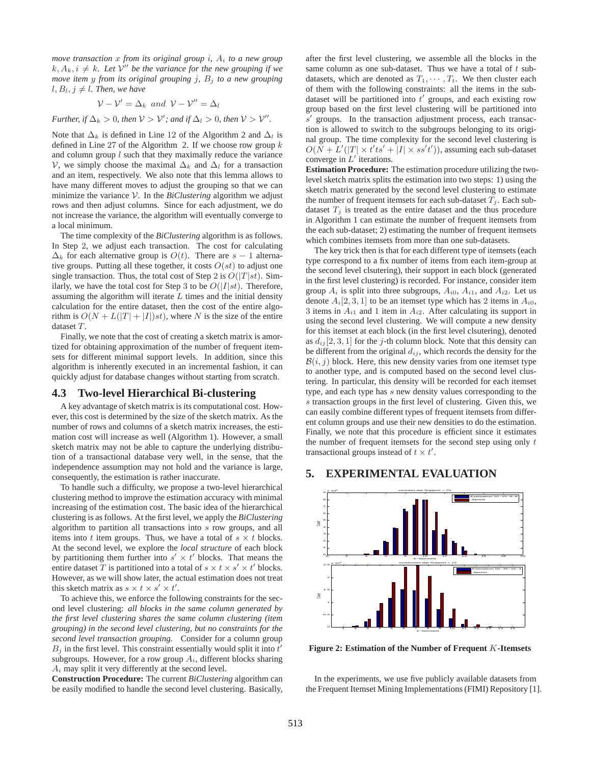*move transaction $x$ from its original group $i$, $A_i$ to a new group $k, A_k, i \neq k$. Let $\mathcal{V}''$ be the variance for the new grouping if we move item $y$ from its original grouping $j$, $B_j$ to a new grouping $l, B_l, j \neq l$. Then, we have*

$$\mathcal{V} - \mathcal{V}' = \Delta_k \ \ and \ \ \mathcal{V} - \mathcal{V}'' = \Delta_l$$

*Further, if $\Delta_k > 0$, then $\mathcal{V} > \mathcal{V}'$; and if $\Delta_l > 0$, then $\mathcal{V} > \mathcal{V}''$.*

Note that $\Delta_k$ is defined in Line 12 of the Algorithm 2 and $\Delta_l$ is defined in Line 27 of the Algorithm 2. If we choose row group $k$ and column group $l$ such that they maximally reduce the variance $\mathcal{V}$, we simply choose the maximal $\Delta_k$ and $\Delta_l$ for a transaction and an item, respectively. We also note that this lemma allows to have many different moves to adjust the grouping so that we can minimize the variance $\mathcal{V}$. In the *BiClustering* algorithm we adjust rows and then adjust columns. Since for each adjustment, we do not increase the variance, the algorithm will eventually converge to a local minimum.

The time complexity of the *BiClustering* algorithm is as follows. In Step 2, we adjust each transaction. The cost for calculating $\Delta_k$ for each alternative group is $O(t)$. There are $s-1$ alternative groups. Putting all these together, it costs $O(st)$ to adjust one single transaction. Thus, the total cost of Step 2 is $O(|T|st)$. Similarly, we have the total cost for Step 3 to be $O(|I|st)$. Therefore, assuming the algorithm will iterate $L$ times and the initial density calculation for the entire dataset, then the cost of the entire algorithm is $O(N + L(|T| + |I|)st)$, where $N$ is the size of the entire dataset $T$.

Finally, we note that the cost of creating a sketch matrix is amortized for obtaining approximation of the number of frequent itemsets for different minimal support levels. In addition, since this algorithm is inherently executed in an incremental fashion, it can quickly adjust for database changes without starting from scratch.

### 4.3 Two-level Hierarchical Bi-clustering

A key advantage of sketch matrix is its computational cost. However, this cost is determined by the size of the sketch matrix. As the number of rows and columns of a sketch matrix increases, the estimation cost will increase as well (Algorithm 1). However, a small sketch matrix may not be able to capture the underlying distribution of a transactional database very well, in the sense, that the independence assumption may not hold and the variance is large, consequently, the estimation is rather inaccurate.

To handle such a difficulty, we propose a two-level hierarchical clustering method to improve the estimation accuracy with minimal increasing of the estimation cost. The basic idea of the hierarchical clustering is as follows. At the first level, we apply the *BiClustering* algorithm to partition all transactions into $s$ row groups, and all items into $t$ item groups. Thus, we have a total of $s \times t$ blocks. At the second level, we explore the *local structure* of each block by partitioning them further into $s' \times t'$ blocks. That means the entire dataset $T$ is partitioned into a total of $s \times t \times s' \times t'$ blocks. However, as we will show later, the actual estimation does not treat this sketch matrix as $s \times t \times s' \times t'$.

To achieve this, we enforce the following constraints for the second level clustering: *all blocks in the same column generated by the first level clustering shares the same column clustering (item grouping) in the second level clustering, but no constraints for the second level transaction grouping.* Consider for a column group $B_j$ in the first level. This constraint essentially would split it into $t'$ subgroups. However, for a row group $A_i$, different blocks sharing $A_i$ may split it very differently at the second level.

**Construction Procedure:** The current *BiClustering* algorithm can be easily modified to handle the second level clustering. Basically, after the first level clustering, we assemble all the blocks in the same column as one sub-dataset. Thus we have a total of $t$ sub-datasets, which are denoted as $T_1, \cdots, T_t$. We then cluster each of them with the following constraints: all the items in the sub-dataset will be partitioned into $t'$ groups, and each existing row group based on the first level clustering will be partitioned into $s'$ groups. In the transaction adjustment process, each transaction is allowed to switch to the subgroups belonging to its original group. The time complexity for the second level clustering is $O(N + L'(|T| \times t'ts' + |I| \times ss't'))$, assuming each sub-dataset converge in $L'$ iterations.

**Estimation Procedure:** The estimation procedure utilizing the two-level sketch matrix splits the estimation into two steps: 1) using the sketch matrix generated by the second level clustering to estimate the number of frequent itemsets for each sub-dataset $T_j$. Each sub-dataset $T_j$ is treated as the entire dataset and the thus procedure in Algorithm 1 can estimate the number of frequent itemsets from the each sub-dataset; 2) estimating the number of frequent itemsets which combines itemsets from more than one sub-datasets.

The key trick then is that for each different type of itemsets (each type correspond to a fix number of items from each item-group at the second level clsutering), their support in each block (generated in the first level clustering) is recorded. For instance, consider item group $A_i$ is split into three subgroups, $A_{i0}$, $A_{i1}$, and $A_{i2}$. Let us denote $A_i[2, 3, 1]$ to be an itemset type which has 2 items in $A_{i0}$, 3 items in $A_{i1}$ and 1 item in $A_{i2}$. After calculating its support in using the second level clustering. We will compute a new density for this itemset at each block (in the first level clsutering), denoted as $d_{ij}[2, 3, 1]$ for the $j$-th column block. Note that this density can be different from the original $d_{ij}$, which records the density for the $\mathcal{B}(i, j)$ block. Here, this new density varies from one itemset type to another type, and is computed based on the second level clustering. In particular, this density will be recorded for each itemset type, and each type has $s$ new density values corresponding to the $s$ transaction groups in the first level of clustering. Given this, we can easily combine different types of frequent itemsets from different column groups and use their new densities to do the estimation. Finally, we note that this procedure is efficient since it estimates the number of frequent itemsets for the second step using only $t$ transactional groups instead of $t \times t'$.

## 5. EXPERIMENTAL EVALUATION

**Figure 2: Estimation of the Number of Frequent $K$-Itemsets**

In the experiments, we use five publicly available datasets from the Frequent Itemset Mining Implementations (FIMI) Repository [1].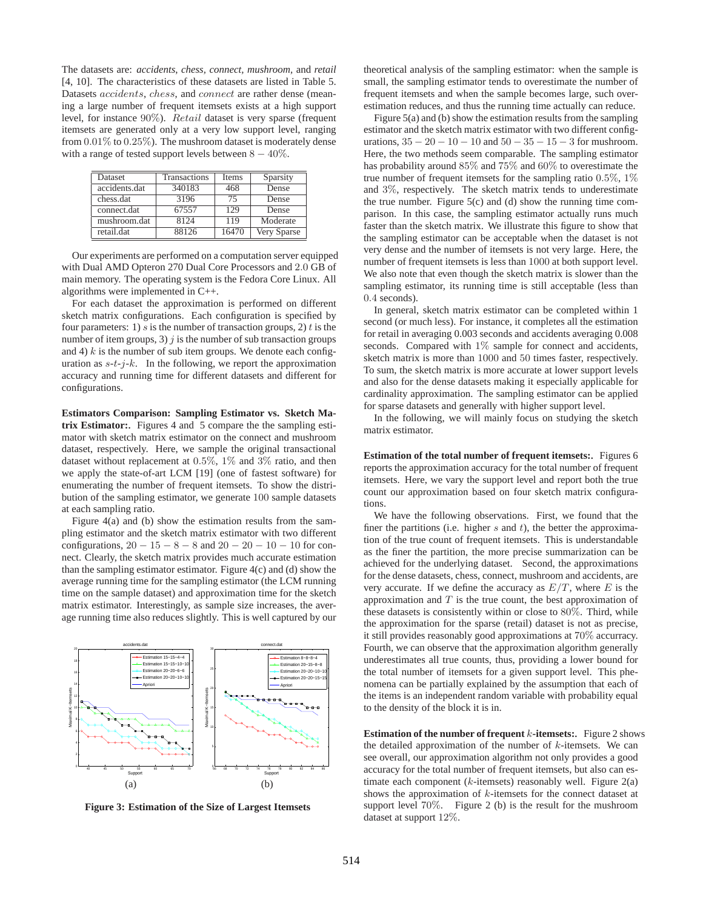The datasets are: *accidents*, *chess*, *connect*, *mushroom*, and *retail* [4, 10]. The characteristics of these datasets are listed in Table 5. Datasets $accidents$, $chess$, and $connect$ are rather dense (meaning a large number of frequent itemsets exists at a high support level, for instance $90\%$). $Retail$ dataset is very sparse (frequent itemsets are generated only at a very low support level, ranging from $0.01\%$ to $0.25\%$). The mushroom dataset is moderately dense with a range of tested support levels between $8-40\%$.

| Dataset | Transactions | Items | Sparsity |
|---|---|---|---|
| accidents.dat | 340183 | 468 | Dense |
| chess.dat | 3196 | 75 | Dense |
| connect.dat | 67557 | 129 | Dense |
| mushroom.dat | 8124 | 119 | Moderate |
| retail.dat | 88126 | 16470 | Very Sparse |

Our experiments are performed on a computation server equipped with Dual AMD Opteron 270 Dual Core Processors and 2.0 GB of main memory. The operating system is the Fedora Core Linux. All algorithms were implemented in C++.

For each dataset the approximation is performed on different sketch matrix configurations. Each configuration is specified by four parameters: 1) $s$ is the number of transaction groups, 2) $t$ is the number of item groups, 3) $j$ is the number of sub transaction groups and 4) $k$ is the number of sub item groups. We denote each configuration as $s$-$t$-$j$-$k$. In the following, we report the approximation accuracy and running time for different datasets and different for configurations.

**Estimators Comparison: Sampling Estimator vs. Sketch Matrix Estimator:.** Figures 4 and 5 compare the the sampling estimator with sketch matrix estimator on the connect and mushroom dataset, respectively. Here, we sample the original transactional dataset without replacement at $0.5\%$, $1\%$ and $3\%$ ratio, and then we apply the state-of-art LCM [19] (one of fastest software) for enumerating the number of frequent itemsets. To show the distribution of the sampling estimator, we generate 100 sample datasets at each sampling ratio.

Figure 4(a) and (b) show the estimation results from the sampling estimator and the sketch matrix estimator with two different configurations, $20-15-8-8$ and $20-20-10-10$ for connect. Clearly, the sketch matrix provides much accurate estimation than the sampling estimator estimator. Figure 4(c) and (d) show the average running time for the sampling estimator (the LCM running time on the sample dataset) and approximation time for the sketch matrix estimator. Interestingly, as sample size increases, the average running time also reduces slightly. This is well captured by our theoretical analysis of the sampling estimator: when the sample is small, the sampling estimator tends to overestimate the number of frequent itemsets and when the sample becomes large, such overestimation reduces, and thus the running time actually can reduce.

Figure 5(a) and (b) show the estimation results from the sampling estimator and the sketch matrix estimator with two different configurations, $35-20-10-10$ and $50-35-15-3$ for mushroom. Here, the two methods seem comparable. The sampling estimator has probability around $85\%$ and $75\%$ and $60\%$ to overestimate the true number of frequent itemsets for the sampling ratio $0.5\%$, $1\%$ and $3\%$, respectively. The sketch matrix tends to underestimate the true number. Figure 5(c) and (d) show the running time comparison. In this case, the sampling estimator actually runs much faster than the sketch matrix. We illustrate this figure to show that the sampling estimator can be acceptable when the dataset is not very dense and the number of itemsets is not very large. Here, the number of frequent itemsets is less than 1000 at both support level. We also note that even though the sketch matrix is slower than the sampling estimator, its running time is still acceptable (less than $0.4$ seconds).

In general, sketch matrix estimator can be completed within 1 second (or much less). For instance, it completes all the estimation for retail in averaging 0.003 seconds and accidents averaging 0.008 seconds. Compared with $1\%$ sample for connect and accidents, sketch matrix is more than 1000 and 50 times faster, respectively. To sum, the sketch matrix is more accurate at lower support levels and also for the dense datasets making it especially applicable for cardinality approximation. The sampling estimator can be applied for sparse datasets and generally with higher support level.

In the following, we will mainly focus on studying the sketch matrix estimator.

**Estimation of the total number of frequent itemsets:.** Figures 6 reports the approximation accuracy for the total number of frequent itemsets. Here, we vary the support level and report both the true count our approximation based on four sketch matrix configurations.

We have the following observations. First, we found that the finer the partitions (i.e. higher $s$ and $t$), the better the approximation of the true count of frequent itemsets. This is understandable as the finer the partition, the more precise summarization can be achieved for the underlying dataset. Second, the approximations for the dense datasets, chess, connect, mushroom and accidents, are very accurate. If we define the accuracy as $E/T$, where $E$ is the approximation and $T$ is the true count, the best approximation of these datasets is consistently within or close to $80\%$. Third, while the approximation for the sparse (retail) dataset is not as precise, it still provides reasonably good approximations at $70\%$ accuracy. Fourth, we can observe that the approximation algorithm generally underestimates all true counts, thus, providing a lower bound for the total number of itemsets for a given support level. This phenomena can be partially explained by the assumption that each of the items is an independent random variable with probability equal to the density of the block it is in.

**Estimation of the number of frequent $k$-itemsets:.** Figure 2 shows the detailed approximation of the number of $k$-itemsets. We can see overall, our approximation algorithm not only provides a good accuracy for the total number of frequent itemsets, but also can estimate each component ($k$-itemsets) reasonably well. Figure 2(a) shows the approximation of $k$-itemsets for the connect dataset at support level $70\%$. Figure 2 (b) is the result for the mushroom dataset at support $12\%$.

**Figure 3: Estimation of the Size of Largest Itemsets**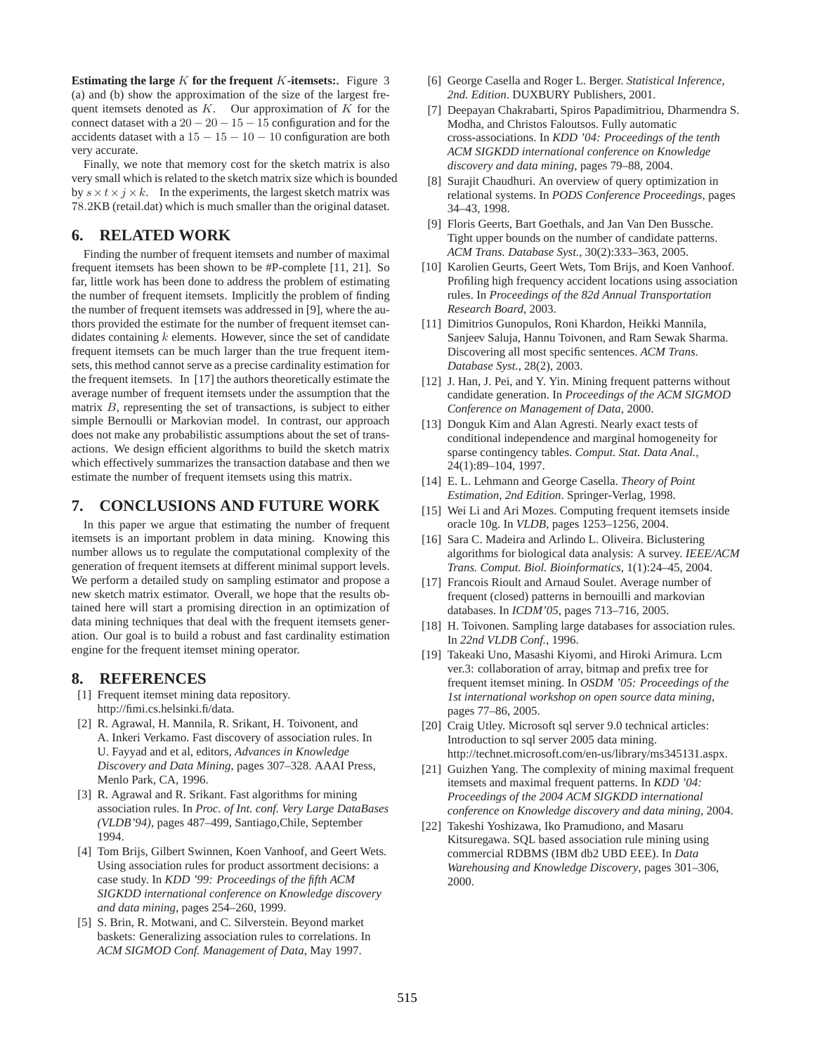**Estimating the large $K$ for the frequent $K$-itemsets:.** Figure 3 (a) and (b) show the approximation of the size of the largest frequent itemsets denoted as $K$. Our approximation of $K$ for the connect dataset with a $20-20-15-15$ configuration and for the accidents dataset with a $15-15-10-10$ configuration are both very accurate.

Finally, we note that memory cost for the sketch matrix is also very small which is related to the sketch matrix size which is bounded by $s \times t \times j \times k$. In the experiments, the largest sketch matrix was $78.2$KB (retail.dat) which is much smaller than the original dataset.

## 6. RELATED WORK

Finding the number of frequent itemsets and number of maximal frequent itemsets has been shown to be #P-complete [11, 21]. So far, little work has been done to address the problem of estimating the number of frequent itemsets. Implicitly the problem of finding the number of frequent itemsets was addressed in [9], where the authors provided the estimate for the number of frequent itemset candidates containing $k$ elements. However, since the set of candidate frequent itemsets can be much larger than the true frequent itemsets, this method cannot serve as a precise cardinality estimation for the frequent itemsets. In [17] the authors theoretically estimate the average number of frequent itemsets under the assumption that the matrix $B$, representing the set of transactions, is subject to either simple Bernoulli or Markovian model. In contrast, our approach does not make any probabilistic assumptions about the set of transactions. We design efficient algorithms to build the sketch matrix which effectively summarizes the transaction database and then we estimate the number of frequent itemsets using this matrix.

## 7. CONCLUSIONS AND FUTURE WORK

In this paper we argue that estimating the number of frequent itemsets is an important problem in data mining. Knowing this number allows us to regulate the computational complexity of the generation of frequent itemsets at different minimal support levels. We perform a detailed study on sampling estimator and propose a new sketch matrix estimator. Overall, we hope that the results obtained here will start a promising direction in an optimization of data mining techniques that deal with the frequent itemsets generation. Our goal is to build a robust and fast cardinality estimation engine for the frequent itemset mining operator.

## 8. REFERENCES

[1] Frequent itemset mining data repository. http://fimi.cs.helsinki.fi/data.

[2] R. Agrawal, H. Mannila, R. Srikant, H. Toivonent, and A. Inkeri Verkamo. Fast discovery of association rules. In U. Fayyad and et al, editors, *Advances in Knowledge Discovery and Data Mining*, pages 307–328. AAAI Press, Menlo Park, CA, 1996.

[3] R. Agrawal and R. Srikant. Fast algorithms for mining association rules. In *Proc. of Int. conf. Very Large DataBases (VLDB'94)*, pages 487–499, Santiago,Chile, September 1994.

[4] Tom Brijs, Gilbert Swinnen, Koen Vanhoof, and Geert Wets. Using association rules for product assortment decisions: a case study. In *KDD '99: Proceedings of the fifth ACM SIGKDD international conference on Knowledge discovery and data mining*, pages 254–260, 1999.

[5] S. Brin, R. Motwani, and C. Silverstein. Beyond market baskets: Generalizing association rules to correlations. In *ACM SIGMOD Conf. Management of Data*, May 1997.

[6] George Casella and Roger L. Berger. *Statistical Inference, 2nd. Edition*. DUXBURY Publishers, 2001.

[7] Deepayan Chakrabarti, Spiros Papadimitriou, Dharmendra S. Modha, and Christos Faloutsos. Fully automatic cross-associations. In *KDD '04: Proceedings of the tenth ACM SIGKDD international conference on Knowledge discovery and data mining*, pages 79–88, 2004.

[8] Surajit Chaudhuri. An overview of query optimization in relational systems. In *PODS Conference Proceedings*, pages 34–43, 1998.

[9] Floris Geerts, Bart Goethals, and Jan Van Den Bussche. Tight upper bounds on the number of candidate patterns. *ACM Trans. Database Syst.*, 30(2):333–363, 2005.

[10] Karolien Geurts, Geert Wets, Tom Brijs, and Koen Vanhoof. Profiling high frequency accident locations using association rules. In *Proceedings of the 82d Annual Transportation Research Board*, 2003.

[11] Dimitrios Gunopulos, Roni Khardon, Heikki Mannila, Sanjeev Saluja, Hannu Toivonen, and Ram Sewak Sharma. Discovering all most specific sentences. *ACM Trans. Database Syst.*, 28(2), 2003.

[12] J. Han, J. Pei, and Y. Yin. Mining frequent patterns without candidate generation. In *Proceedings of the ACM SIGMOD Conference on Management of Data*, 2000.

[13] Donguk Kim and Alan Agresti. Nearly exact tests of conditional independence and marginal homogeneity for sparse contingency tables. *Comput. Stat. Data Anal.*, 24(1):89–104, 1997.

[14] E. L. Lehmann and George Casella. *Theory of Point Estimation, 2nd Edition*. Springer-Verlag, 1998.

[15] Wei Li and Ari Mozes. Computing frequent itemsets inside oracle 10g. In *VLDB*, pages 1253–1256, 2004.

[16] Sara C. Madeira and Arlindo L. Oliveira. Biclustering algorithms for biological data analysis: A survey. *IEEE/ACM Trans. Comput. Biol. Bioinformatics*, 1(1):24–45, 2004.

[17] Francois Rioult and Arnaud Soulet. Average number of frequent (closed) patterns in bernouilli and markovian databases. In *ICDM'05*, pages 713–716, 2005.

[18] H. Toivonen. Sampling large databases for association rules. In *22nd VLDB Conf.*, 1996.

[19] Takeaki Uno, Masashi Kiyomi, and Hiroki Arimura. Lcm ver.3: collaboration of array, bitmap and prefix tree for frequent itemset mining. In *OSDM '05: Proceedings of the 1st international workshop on open source data mining*, pages 77–86, 2005.

[20] Craig Utley. Microsoft sql server 9.0 technical articles: Introduction to sql server 2005 data mining. http://technet.microsoft.com/en-us/library/ms345131.aspx.

[21] Guizhen Yang. The complexity of mining maximal frequent itemsets and maximal frequent patterns. In *KDD '04: Proceedings of the 2004 ACM SIGKDD international conference on Knowledge discovery and data mining*, 2004.

[22] Takeshi Yoshizawa, Iko Pramudiono, and Masaru Kitsuregawa. SQL based association rule mining using commercial RDBMS (IBM db2 UBD EEE). In *Data Warehousing and Knowledge Discovery*, pages 301–306, 2000.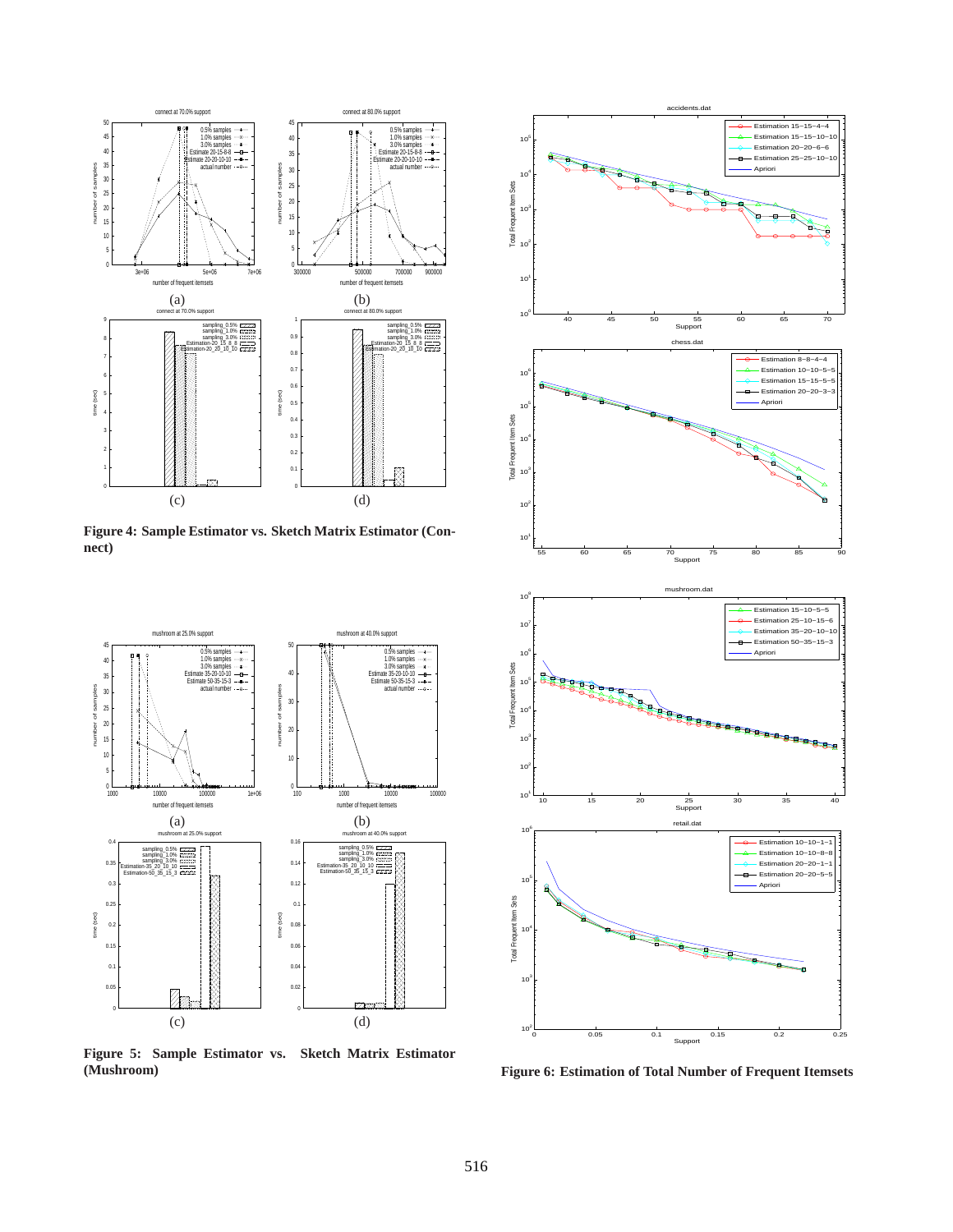connect at 70.0% support

0.5% samples
1.0% samples
3.0% samples
Estimate 20-15-8-8
Estimate 20-20-10-10
actual number

number of samples

number of frequent itemsets

(a)

connect at 80.0% support

0.5% samples
1.0% samples
3.0% samples
Estimate 20-15-8-8
Estimate 20-20-10-10
actual number

number of samples

number of frequent itemsets

(b)

connect at 70.0% support

sampling_0.5%
sampling_1.0%
sampling_3.0%
Estimation-20_15_8_8
Estimation-20_20_10_10

time (sec)

(c)

connect at 80.0% support

sampling_0.5%
sampling_1.0%
sampling_3.0%
Estimation-20_15_8_8
Estimation-20_20_10_10

time (sec)

(d)

**Figure 4: Sample Estimator vs. Sketch Matrix Estimator (Connect)**

mushroom at 25.0% support

0.5% samples
1.0% samples
3.0% samples
Estimate 35-20-10-10
Estimate 50-35-15-3
actual number

number of samples

number of frequent itemsets

(a)

mushroom at 40.0% support

0.5% samples
1.0% samples
3.0% samples
Estimate 35-20-10-10
Estimate 50-35-15-3
actual number

number of samples

number of frequent itemsets

(b)

mushroom at 25.0% support

sampling_0.5%
sampling_1.0%
sampling_3.0%
Estimation-35_20_10_10
Estimation-50_35_15_3

time (sec)

(c)

mushroom at 40.0% support

sampling_0.5%
sampling_1.0%
sampling_3.0%
Estimation-35_20_10_10
Estimation-50_35_15_3

time (sec)

(d)

**Figure 5: Sample Estimator vs. Sketch Matrix Estimator (Mushroom)**

accidents.dat

Estimation 15−15−4−4
Estimation 15−15−10−10
Estimation 20−20−6−6
Estimation 25−25−10−10
Apriori

Total Frequent Item Sets

Support

chess.dat

Estimation 8−8−4−4
Estimation 10−10−5−5
Estimation 15−15−5−5
Estimation 20−20−3−3
Apriori

Total Frequent Item Sets

Support

mushroom.dat

Estimation 15−10−5−5
Estimation 25−10−15−6
Estimation 35−20−10−10
Estimation 50−35−15−3
Apriori

Total Frequent Item Sets

Support

retail.dat

Estimation 10−10−1−1
Estimation 10−10−8−8
Estimation 20−20−1−1
Estimation 20−20−5−5
Apriori

Total Frequent Item Sets

Support

**Figure 6: Estimation of Total Number of Frequent Itemsets**